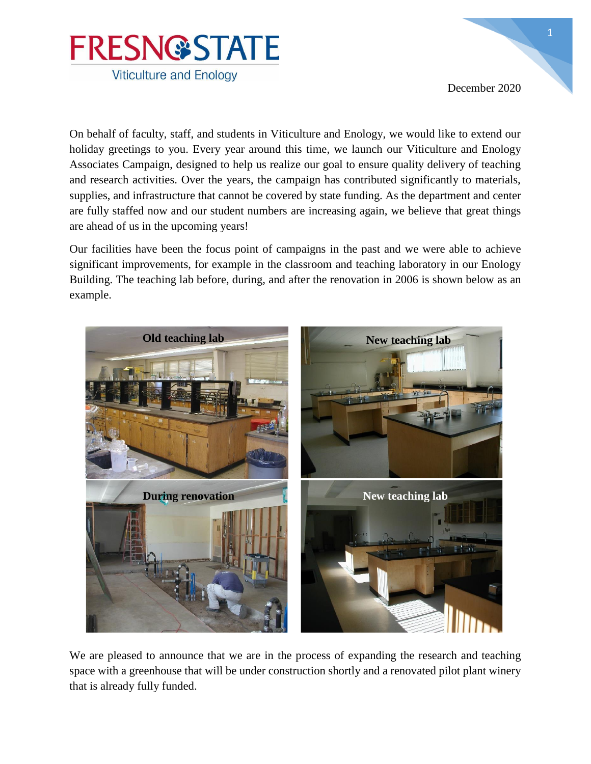FRESNO STATE

Viticulture and Enology

December 2020

On behalf of faculty, staff, and students in Viticulture and Enology, we would like to extend our holiday greetings to you. Every year around this time, we launch our Viticulture and Enology Associates Campaign, designed to help us realize our goal to ensure quality delivery of teaching and research activities. Over the years, the campaign has contributed significantly to materials, supplies, and infrastructure that cannot be covered by state funding. As the department and center are fully staffed now and our student numbers are increasing again, we believe that great things are ahead of us in the upcoming years!

Our facilities have been the focus point of campaigns in the past and we were able to achieve significant improvements, for example in the classroom and teaching laboratory in our Enology Building. The teaching lab before, during, and after the renovation in 2006 is shown below as an example.

Old teaching lab

New teaching lab

During renovation

New teaching lab

We are pleased to announce that we are in the process of expanding the research and teaching space with a greenhouse that will be under construction shortly and a renovated pilot plant winery that is already fully funded.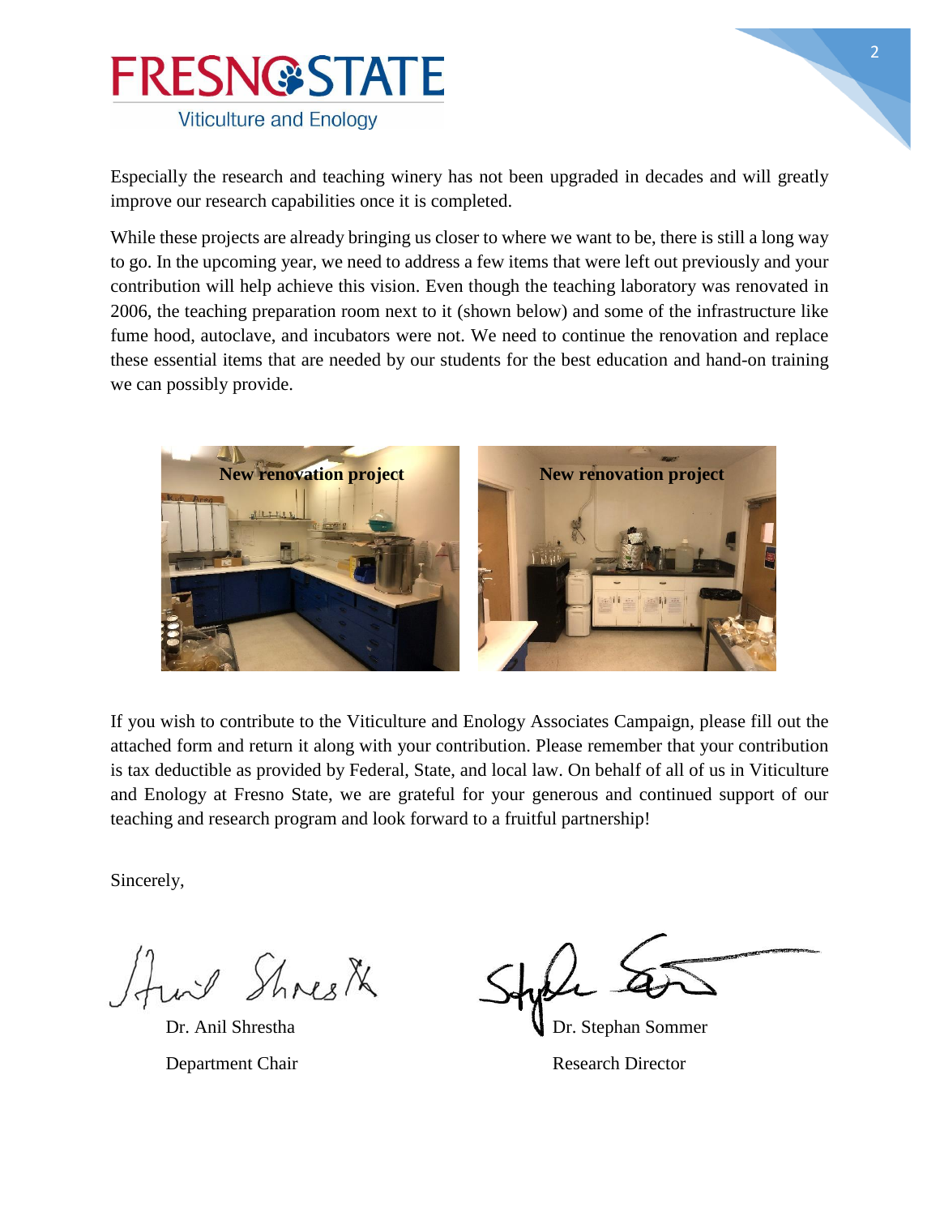Especially the research and teaching winery has not been upgraded in decades and will greatly improve our research capabilities once it is completed.

While these projects are already bringing us closer to where we want to be, there is still a long way to go. In the upcoming year, we need to address a few items that were left out previously and your contribution will help achieve this vision. Even though the teaching laboratory was renovated in 2006, the teaching preparation room next to it (shown below) and some of the infrastructure like fume hood, autoclave, and incubators were not. We need to continue the renovation and replace these essential items that are needed by our students for the best education and hand-on training we can possibly provide.

**New renovation project** **New renovation project**

If you wish to contribute to the Viticulture and Enology Associates Campaign, please fill out the attached form and return it along with your contribution. Please remember that your contribution is tax deductible as provided by Federal, State, and local law. On behalf of all of us in Viticulture and Enology at Fresno State, we are grateful for your generous and continued support of our teaching and research program and look forward to a fruitful partnership!

Sincerely,

Dr. Anil Shrestha
Department Chair

Dr. Stephan Sommer
Research Director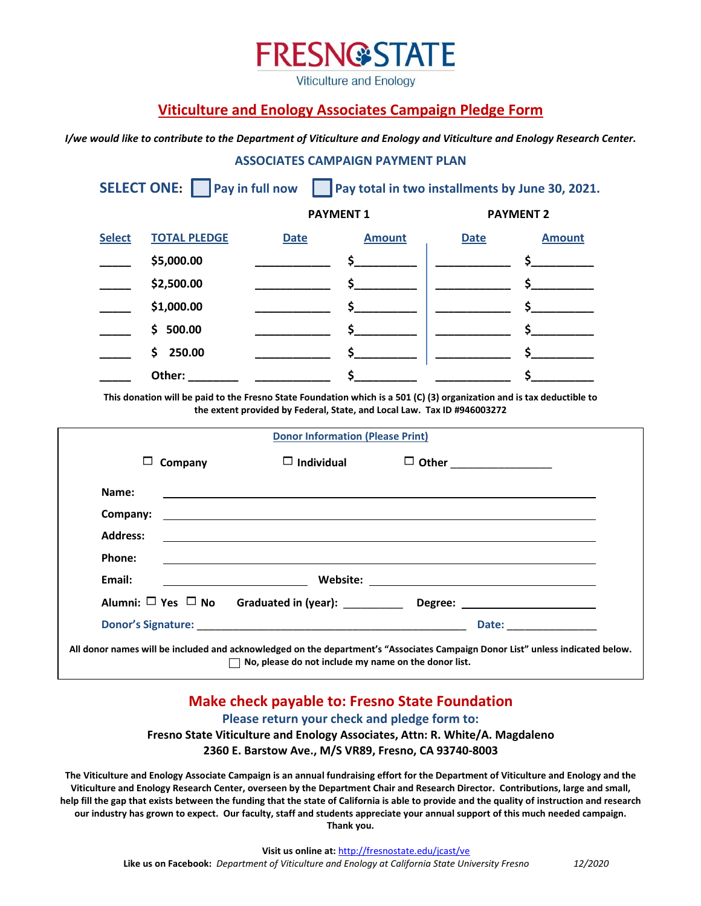# FRESNO STATE

Viticulture and Enology

## Viticulture and Enology Associates Campaign Pledge Form

*I/we would like to contribute to the Department of Viticulture and Enology and Viticulture and Enology Research Center.*

### ASSOCIATES CAMPAIGN PAYMENT PLAN

**SELECT ONE:** ☐ Pay in full now ☐ Pay total in two installments by June 30, 2021.

| | | PAYMENT 1 | | PAYMENT 2 | |
|---|---|---|---|---|---|
| Select | TOTAL PLEDGE | Date | Amount | Date | Amount |
| _____ | $5,000.00 | ___________ | $_________ | ___________ | $_________ |
| _____ | $2,500.00 | ___________ | $_________ | ___________ | $_________ |
| _____ | $1,000.00 | ___________ | $_________ | ___________ | $_________ |
| _____ | $ 500.00 | ___________ | $_________ | ___________ | $_________ |
| _____ | $ 250.00 | ___________ | $_________ | ___________ | $_________ |
| _____ | Other: ________ | ___________ | $_________ | ___________ | $_________ |

**This donation will be paid to the Fresno State Foundation which is a 501 (C) (3) organization and is tax deductible to the extent provided by Federal, State, and Local Law. Tax ID #946003272**

**Donor Information (Please Print)**

☐ Company ☐ Individual ☐ Other ________________

Name: ____________________________________________

Company: ____________________________________________

Address: ____________________________________________

Phone: ____________________________________________

Email: ______________________ Website: ______________________

Alumni: ☐ Yes ☐ No Graduated in (year): __________ Degree: ______________________

Donor's Signature: ___________________________________________ Date: _______________

**All donor names will be included and acknowledged on the department's "Associates Campaign Donor List" unless indicated below.**

☐ **No, please do not include my name on the donor list.**

## Make check payable to: Fresno State Foundation

**Please return your check and pledge form to:**

**Fresno State Viticulture and Enology Associates, Attn: R. White/A. Magdaleno**
**2360 E. Barstow Ave., M/S VR89, Fresno, CA 93740-8003**

**The Viticulture and Enology Associate Campaign is an annual fundraising effort for the Department of Viticulture and Enology and the Viticulture and Enology Research Center, overseen by the Department Chair and Research Director. Contributions, large and small, help fill the gap that exists between the funding that the state of California is able to provide and the quality of instruction and research our industry has grown to expect. Our faculty, staff and students appreciate your annual support of this much needed campaign. Thank you.**

**Visit us online at:** http://fresnostate.edu/jcast/ve

**Like us on Facebook:** *Department of Viticulture and Enology at California State University Fresno* *12/2020*